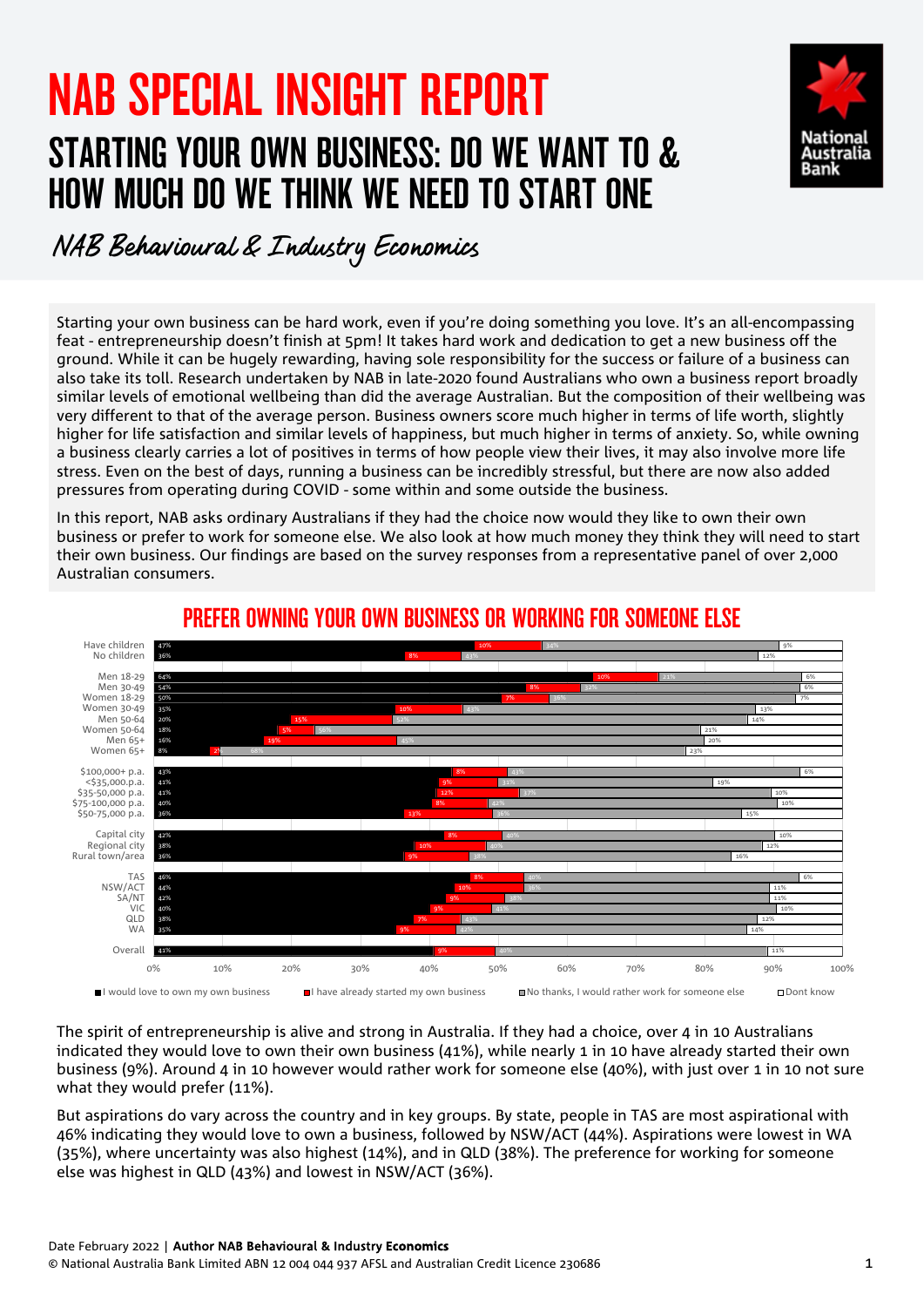# NAB SPECIAL INSIGHT REPORT

## STARTING YOUR OWN BUSINESS: DO WE WANT TO & HOW MUCH DO WE THINK WE NEED TO START ONE

*NAB Behavioural & Industry Economics*

Starting your own business can be hard work, even if you're doing something you love. It's an all-encompassing feat - entrepreneurship doesn't finish at 5pm! It takes hard work and dedication to get a new business off the ground. While it can be hugely rewarding, having sole responsibility for the success or failure of a business can also take its toll. Research undertaken by NAB in late-2020 found Australians who own a business report broadly similar levels of emotional wellbeing than did the average Australian. But the composition of their wellbeing was very different to that of the average person. Business owners score much higher in terms of life worth, slightly higher for life satisfaction and similar levels of happiness, but much higher in terms of anxiety. So, while owning a business clearly carries a lot of positives in terms of how people view their lives, it may also involve more life stress. Even on the best of days, running a business can be incredibly stressful, but there are now also added pressures from operating during COVID - some within and some outside the business.

In this report, NAB asks ordinary Australians if they had the choice now would they like to own their own business or prefer to work for someone else. We also look at how much money they think they will need to start their own business. Our findings are based on the survey responses from a representative panel of over 2,000 Australian consumers.

### PREFER OWNING YOUR OWN BUSINESS OR WORKING FOR SOMEONE ELSE

| | I would love to own my own business | I have already started my own business | No thanks, I would rather work for someone else | Dont know |
|---|---|---|---|---|
| Have children | 47% | 10% | 34% | 9% |
| No children | 36% | 8% | 43% | 12% |
| Men 18-29 | 64% | 10% | 21% | 6% |
| Men 30-49 | 54% | 8% | 32% | 6% |
| Women 18-29 | 50% | 7% | 36% | 7% |
| Women 30-49 | 35% | 10% | 43% | 13% |
| Men 50-64 | 20% | 15% | 52% | 14% |
| Women 50-64 | 18% | 5% | 56% | 21% |
| Men 65+ | 16% | 19% | 45% | 20% |
| Women 65+ | 8% | 2% | 68% | 23% |
| $100,000+ p.a. | 43% | 8% | 43% | 6% |
| <$35,000 p.a. | 41% | 9% | 31% | 19% |
| $35-50,000 p.a. | 41% | 12% | 37% | 10% |
| $75-100,000 p.a. | 40% | 8% | 42% | 10% |
| $50-75,000 p.a. | 36% | 13% | 36% | 15% |
| Capital city | 42% | 8% | 40% | 10% |
| Regional city | 38% | 10% | 40% | 12% |
| Rural town/area | 36% | 9% | 38% | 16% |
| TAS | 46% | 8% | 40% | 6% |
| NSW/ACT | 44% | 10% | 36% | 11% |
| SA/NT | 42% | 9% | 38% | 11% |
| VIC | 40% | 9% | 41% | 10% |
| QLD | 38% | 7% | 43% | 12% |
| WA | 35% | 9% | 42% | 14% |
| Overall | 41% | 9% | 40% | 11% |

The spirit of entrepreneurship is alive and strong in Australia. If they had a choice, over 4 in 10 Australians indicated they would love to own their own business (41%), while nearly 1 in 10 have already started their own business (9%). Around 4 in 10 however would rather work for someone else (40%), with just over 1 in 10 not sure what they would prefer (11%).

But aspirations do vary across the country and in key groups. By state, people in TAS are most aspirational with 46% indicating they would love to own a business, followed by NSW/ACT (44%). Aspirations were lowest in WA (35%), where uncertainty was also highest (14%), and in QLD (38%). The preference for working for someone else was highest in QLD (43%) and lowest in NSW/ACT (36%).

Date February 2022 | **Author NAB Behavioural & Industry Economics**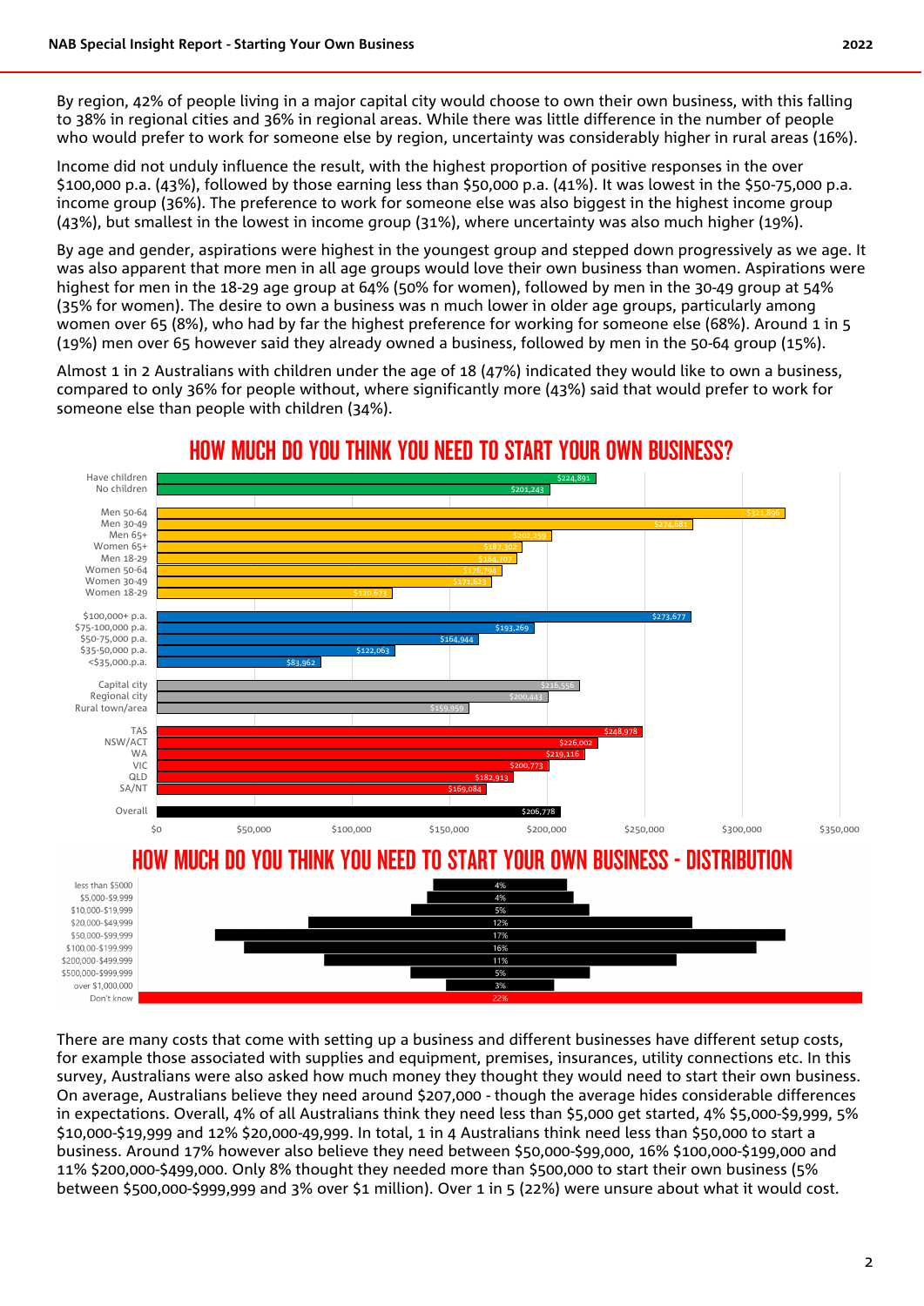By region, 42% of people living in a major capital city would choose to own their own business, with this falling to 38% in regional cities and 36% in regional areas. While there was little difference in the number of people who would prefer to work for someone else by region, uncertainty was considerably higher in rural areas (16%).

Income did not unduly influence the result, with the highest proportion of positive responses in the over $100,000 p.a. (43%), followed by those earning less than $50,000 p.a. (41%). It was lowest in the $50-75,000 p.a. income group (36%). The preference to work for someone else was also biggest in the highest income group (43%), but smallest in the lowest in income group (31%), where uncertainty was also much higher (19%).

By age and gender, aspirations were highest in the youngest group and stepped down progressively as we age. It was also apparent that more men in all age groups would love their own business than women. Aspirations were highest for men in the 18-29 age group at 64% (50% for women), followed by men in the 30-49 group at 54% (35% for women). The desire to own a business was n much lower in older age groups, particularly among women over 65 (8%), who had by far the highest preference for working for someone else (68%). Around 1 in 5 (19%) men over 65 however said they already owned a business, followed by men in the 50-64 group (15%).

Almost 1 in 2 Australians with children under the age of 18 (47%) indicated they would like to own a business, compared to only 36% for people without, where significantly more (43%) said that would prefer to work for someone else than people with children (34%).

## HOW MUCH DO YOU THINK YOU NEED TO START YOUR OWN BUSINESS?

| Group | Amount |
| --- | --- |
| Have children | $224,891 |
| No children | $201,243 |
| Men 50-64 | $321,896 |
| Men 30-49 | $274,681 |
| Men 65+ | $202,259 |
| Women 65+ | $187,302 |
| Men 18-29 | $184,707 |
| Women 50-64 | $176,794 |
| Women 30-49 | $171,623 |
| Women 18-29 | $120,673 |
| $100,000+ p.a. | $273,677 |
| $75-100,000 p.a. | $193,269 |
| $50-75,000 p.a. | $164,944 |
| $35-50,000 p.a. | $122,063 |
| <$35,000 p.a. | $83,962 |
| Capital city | $216,556 |
| Regional city | $200,443 |
| Rural town/area | $159,959 |
| TAS | $248,978 |
| NSW/ACT | $226,002 |
| WA | $219,116 |
| VIC | $200,773 |
| QLD | $182,913 |
| SA/NT | $169,084 |
| Overall | $206,778 |

## HOW MUCH DO YOU THINK YOU NEED TO START YOUR OWN BUSINESS - DISTRIBUTION

| Amount | Share |
| --- | --- |
| less than $5000 | 4% |
| $5,000-$9,999 | 4% |
| $10,000-$19,999 | 5% |
| $20,000-$49,999 | 12% |
| $50,000-$99,999 | 17% |
| $100,00-$199,999 | 16% |
| $200,000-$499,999 | 11% |
| $500,000-$999,999 | 5% |
| over $1,000,000 | 3% |
| Don't know | 22% |

There are many costs that come with setting up a business and different businesses have different setup costs, for example those associated with supplies and equipment, premises, insurances, utility connections etc. In this survey, Australians were also asked how much money they thought they would need to start their own business. On average, Australians believe they need around $207,000 - though the average hides considerable differences in expectations. Overall, 4% of all Australians think they need less than $5,000 get started, 4% $5,000-$9,999, 5% $10,000-$19,999 and 12% $20,000-49,999. In total, 1 in 4 Australians think need less than $50,000 to start a business. Around 17% however also believe they need between $50,000-$99,000, 16% $100,000-$199,000 and 11% $200,000-$499,000. Only 8% thought they needed more than $500,000 to start their own business (5% between $500,000-$999,999 and 3% over $1 million). Over 1 in 5 (22%) were unsure about what it would cost.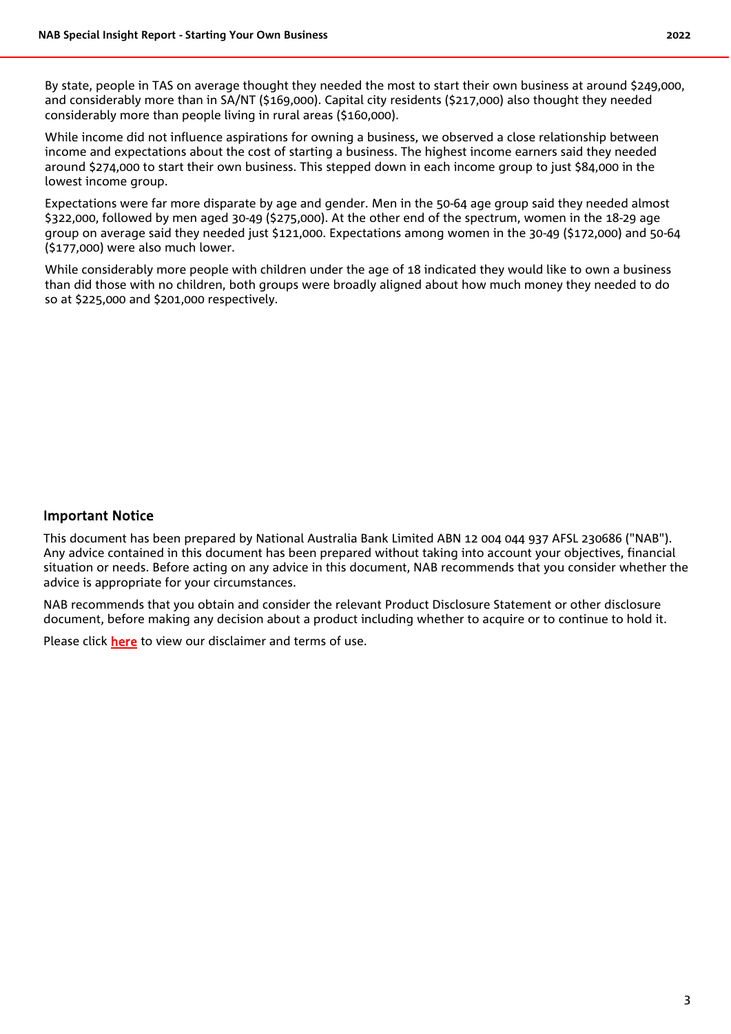By state, people in TAS on average thought they needed the most to start their own business at around $249,000, and considerably more than in SA/NT ($169,000). Capital city residents ($217,000) also thought they needed considerably more than people living in rural areas ($160,000).

While income did not influence aspirations for owning a business, we observed a close relationship between income and expectations about the cost of starting a business. The highest income earners said they needed around $274,000 to start their own business. This stepped down in each income group to just $84,000 in the lowest income group.

Expectations were far more disparate by age and gender. Men in the 50-64 age group said they needed almost $322,000, followed by men aged 30-49 ($275,000). At the other end of the spectrum, women in the 18-29 age group on average said they needed just $121,000. Expectations among women in the 30-49 ($172,000) and 50-64 ($177,000) were also much lower.

While considerably more people with children under the age of 18 indicated they would like to own a business than did those with no children, both groups were broadly aligned about how much money they needed to do so at $225,000 and $201,000 respectively.

## Important Notice

This document has been prepared by National Australia Bank Limited ABN 12 004 044 937 AFSL 230686 ("NAB"). Any advice contained in this document has been prepared without taking into account your objectives, financial situation or needs. Before acting on any advice in this document, NAB recommends that you consider whether the advice is appropriate for your circumstances.

NAB recommends that you obtain and consider the relevant Product Disclosure Statement or other disclosure document, before making any decision about a product including whether to acquire or to continue to hold it.

Please click **here** to view our disclaimer and terms of use.